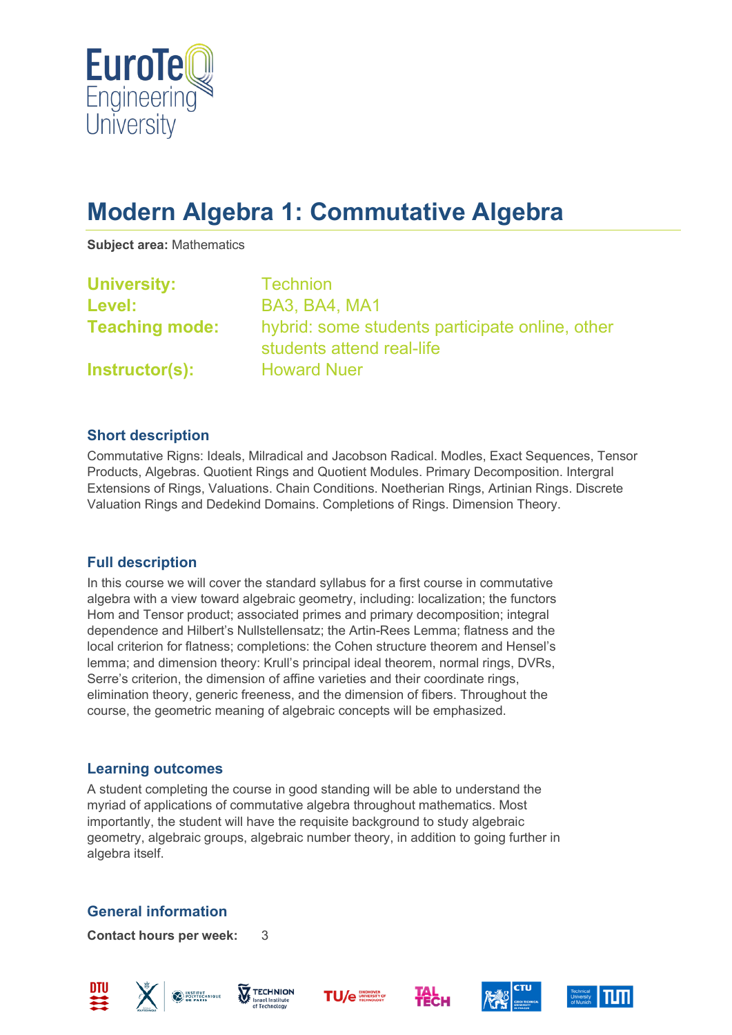# Modern Algebra 1: Commutative Algebra

**Subject area:** Mathematics

**University:** Technion
**Level:** BA3, BA4, MA1
**Teaching mode:** hybrid: some students participate online, other students attend real-life
**Instructor(s):** Howard Nuer

## Short description

Commutative Rigns: Ideals, Milradical and Jacobson Radical. Modles, Exact Sequences, Tensor Products, Algebras. Quotient Rings and Quotient Modules. Primary Decomposition. Intergral Extensions of Rings, Valuations. Chain Conditions. Noetherian Rings, Artinian Rings. Discrete Valuation Rings and Dedekind Domains. Completions of Rings. Dimension Theory.

## Full description

In this course we will cover the standard syllabus for a first course in commutative algebra with a view toward algebraic geometry, including: localization; the functors Hom and Tensor product; associated primes and primary decomposition; integral dependence and Hilbert's Nullstellensatz; the Artin-Rees Lemma; flatness and the local criterion for flatness; completions: the Cohen structure theorem and Hensel's lemma; and dimension theory: Krull's principal ideal theorem, normal rings, DVRs, Serre's criterion, the dimension of affine varieties and their coordinate rings, elimination theory, generic freeness, and the dimension of fibers. Throughout the course, the geometric meaning of algebraic concepts will be emphasized.

## Learning outcomes

A student completing the course in good standing will be able to understand the myriad of applications of commutative algebra throughout mathematics. Most importantly, the student will have the requisite background to study algebraic geometry, algebraic groups, algebraic number theory, in addition to going further in algebra itself.

## General information

**Contact hours per week:** 3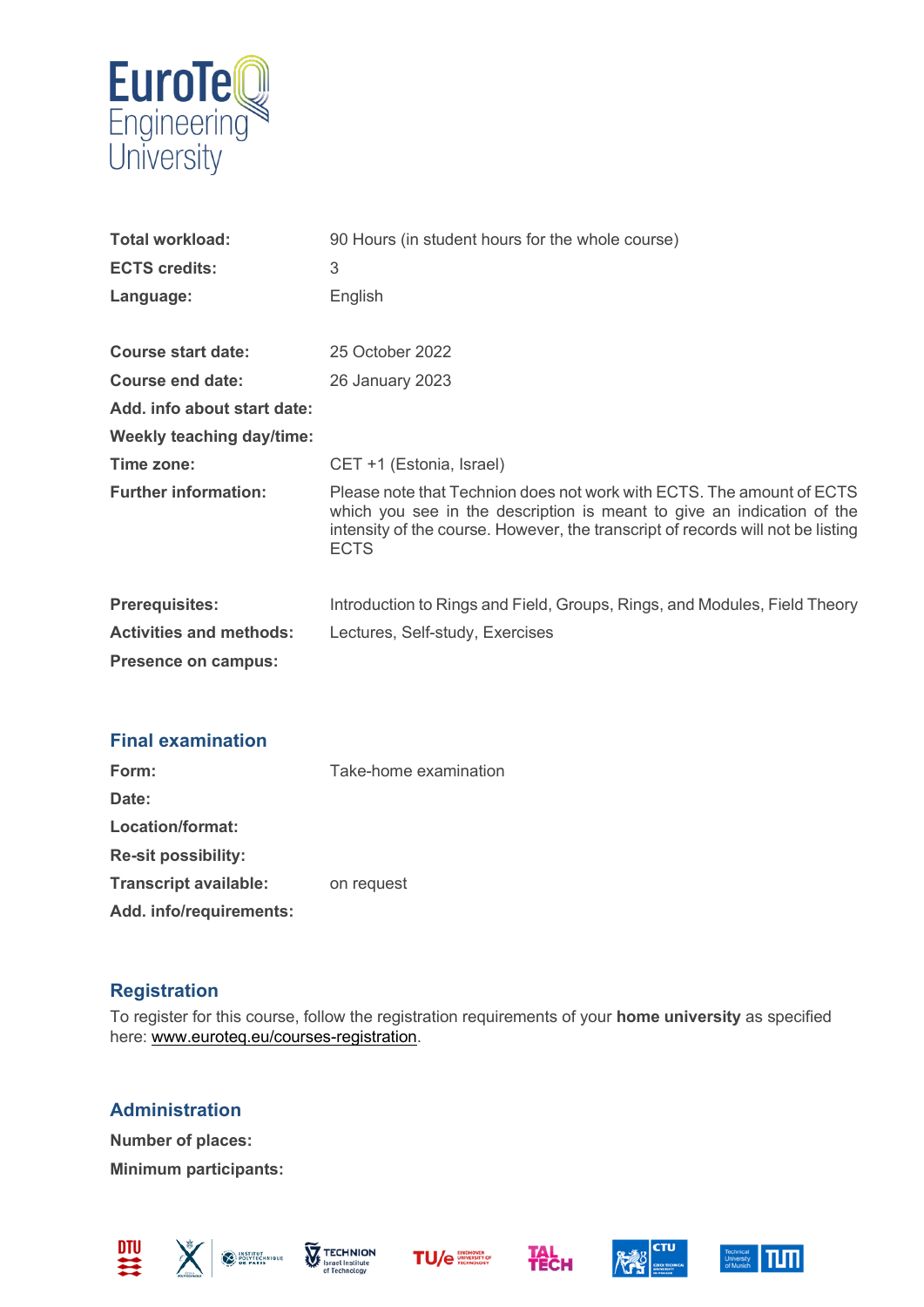| | |
|---|---|
| **Total workload:** | 90 Hours (in student hours for the whole course) |
| **ECTS credits:** | 3 |
| **Language:** | English |
| | |
| **Course start date:** | 25 October 2022 |
| **Course end date:** | 26 January 2023 |
| **Add. info about start date:** | |
| **Weekly teaching day/time:** | |
| **Time zone:** | CET +1 (Estonia, Israel) |
| **Further information:** | Please note that Technion does not work with ECTS. The amount of ECTS which you see in the description is meant to give an indication of the intensity of the course. However, the transcript of records will not be listing ECTS |
| | |
| **Prerequisites:** | Introduction to Rings and Field, Groups, Rings, and Modules, Field Theory |
| **Activities and methods:** | Lectures, Self-study, Exercises |
| **Presence on campus:** | |

## Final examination

| | |
|---|---|
| **Form:** | Take-home examination |
| **Date:** | |
| **Location/format:** | |
| **Re-sit possibility:** | |
| **Transcript available:** | on request |
| **Add. info/requirements:** | |

## Registration

To register for this course, follow the registration requirements of your **home university** as specified here: www.euroteq.eu/courses-registration.

## Administration

**Number of places:**

**Minimum participants:**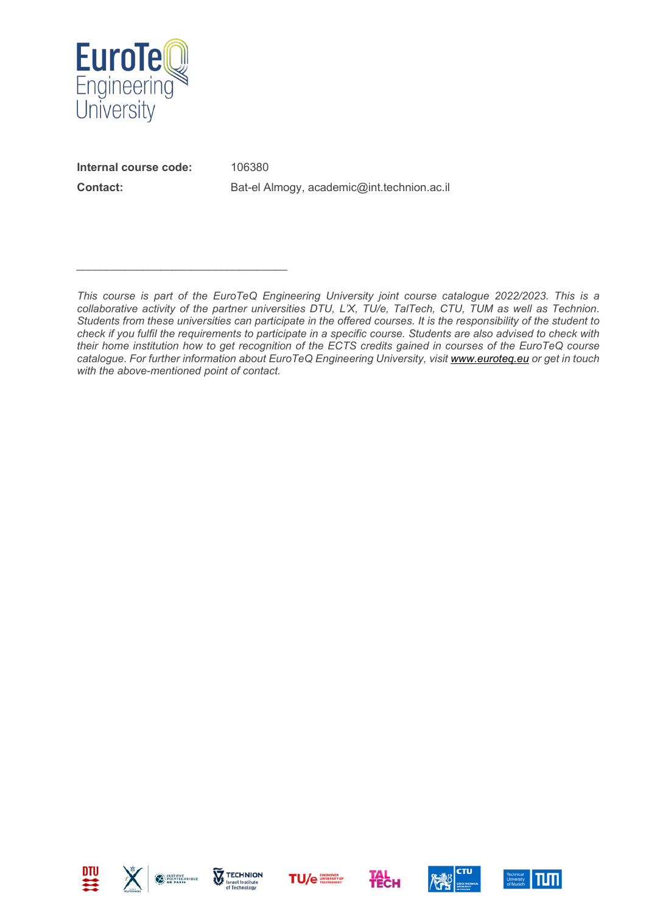| | |
|---|---|
| **Internal course code:** | 106380 |
| **Contact:** | Bat-el Almogy, academic@int.technion.ac.il |

___________________________________

*This course is part of the EuroTeQ Engineering University joint course catalogue 2022/2023. This is a collaborative activity of the partner universities DTU, L'X, TU/e, TalTech, CTU, TUM as well as Technion. Students from these universities can participate in the offered courses. It is the responsibility of the student to check if you fulfil the requirements to participate in a specific course. Students are also advised to check with their home institution how to get recognition of the ECTS credits gained in courses of the EuroTeQ course catalogue. For further information about EuroTeQ Engineering University, visit [www.euroteq.eu](http://www.euroteq.eu) or get in touch with the above-mentioned point of contact.*